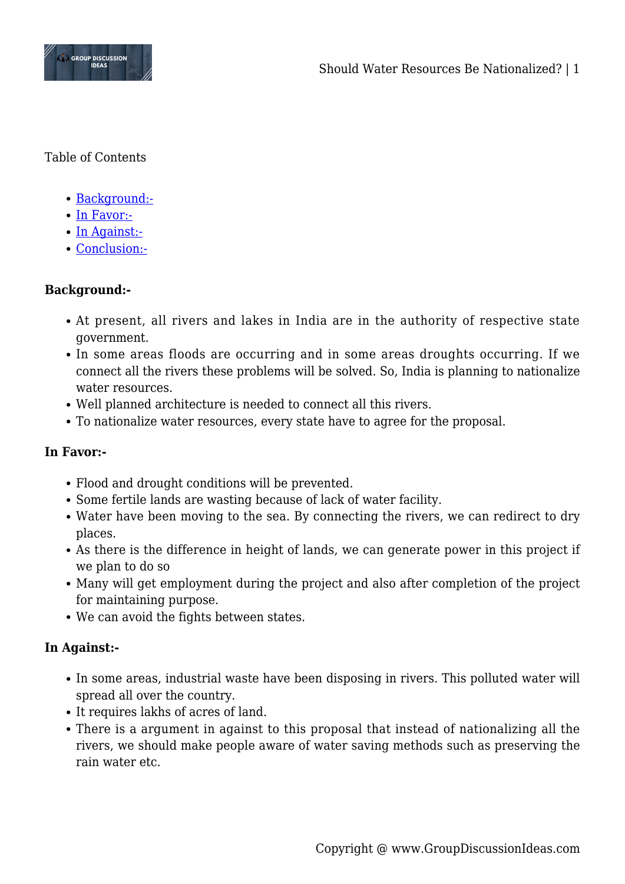Table of Contents

- Background:-
- In Favor:-
- In Against:-
- Conclusion:-

**Background:-**

- At present, all rivers and lakes in India are in the authority of respective state government.
- In some areas floods are occurring and in some areas droughts occurring. If we connect all the rivers these problems will be solved. So, India is planning to nationalize water resources.
- Well planned architecture is needed to connect all this rivers.
- To nationalize water resources, every state have to agree for the proposal.

**In Favor:-**

- Flood and drought conditions will be prevented.
- Some fertile lands are wasting because of lack of water facility.
- Water have been moving to the sea. By connecting the rivers, we can redirect to dry places.
- As there is the difference in height of lands, we can generate power in this project if we plan to do so
- Many will get employment during the project and also after completion of the project for maintaining purpose.
- We can avoid the fights between states.

**In Against:-**

- In some areas, industrial waste have been disposing in rivers. This polluted water will spread all over the country.
- It requires lakhs of acres of land.
- There is a argument in against to this proposal that instead of nationalizing all the rivers, we should make people aware of water saving methods such as preserving the rain water etc.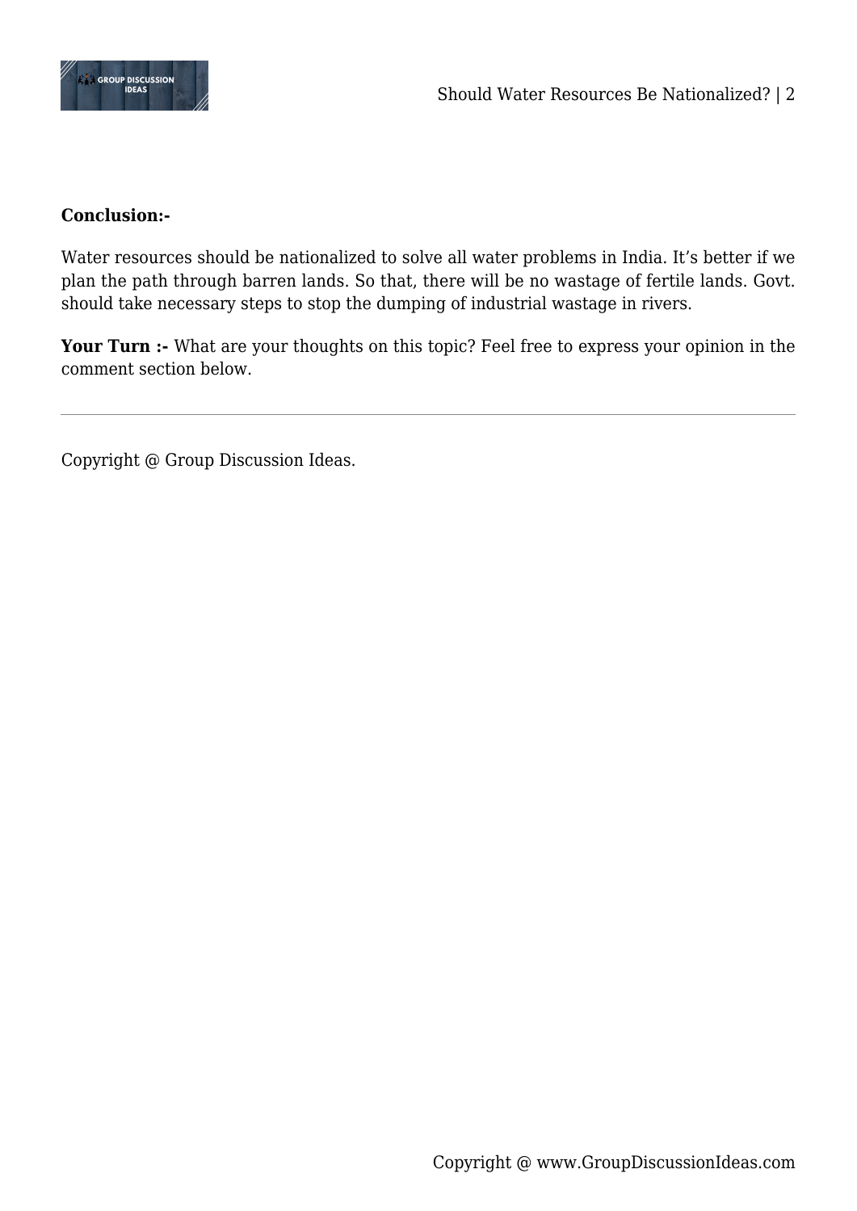**Conclusion:-**

Water resources should be nationalized to solve all water problems in India. It's better if we plan the path through barren lands. So that, there will be no wastage of fertile lands. Govt. should take necessary steps to stop the dumping of industrial wastage in rivers.

**Your Turn :-** What are your thoughts on this topic? Feel free to express your opinion in the comment section below.

---

Copyright @ Group Discussion Ideas.